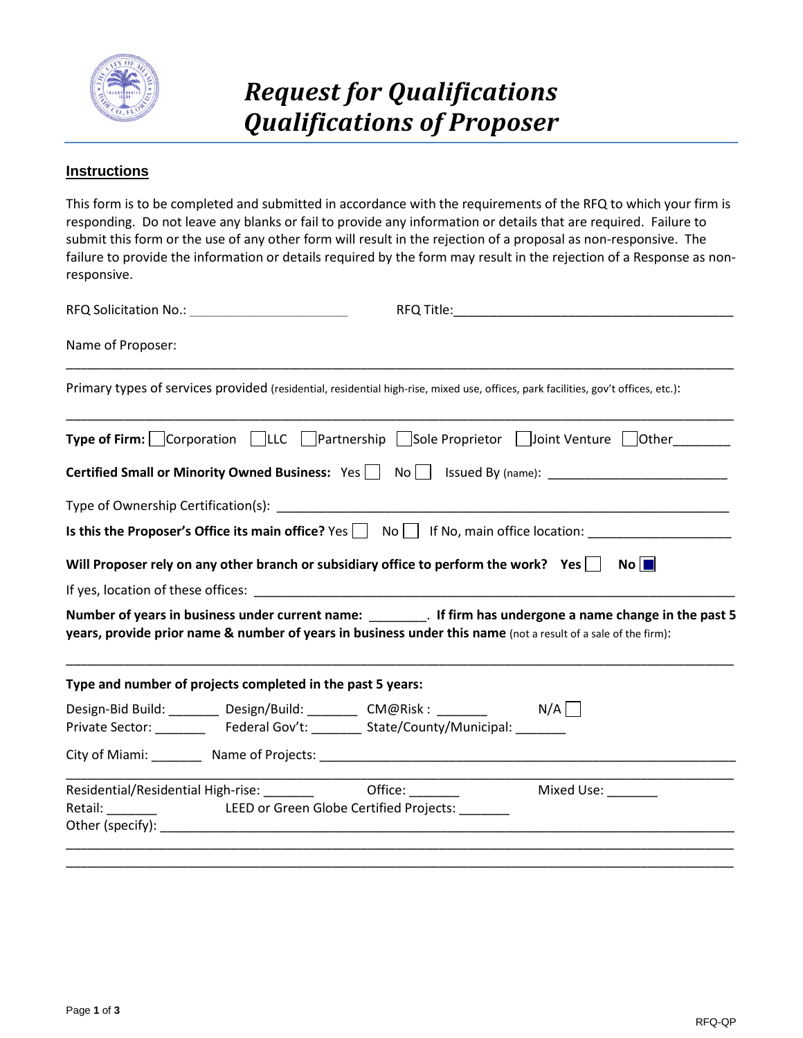# *Request for Qualifications*
# *Qualifications of Proposer*

## Instructions

This form is to be completed and submitted in accordance with the requirements of the RFQ to which your firm is responding. Do not leave any blanks or fail to provide any information or details that are required. Failure to submit this form or the use of any other form will result in the rejection of a proposal as non-responsive. The failure to provide the information or details required by the form may result in the rejection of a Response as non-responsive.

RFQ Solicitation No.: ______________________ RFQ Title:_______________________________________

Name of Proposer:

___________________________________________________________________________________________

Primary types of services provided (residential, residential high-rise, mixed use, offices, park facilities, gov't offices, etc.):

___________________________________________________________________________________________

**Type of Firm:** ☐ Corporation ☐ LLC ☐ Partnership ☐ Sole Proprietor ☐ Joint Venture ☐ Other________

**Certified Small or Minority Owned Business:** Yes ☐ No ☐ Issued By (name): _________________________

Type of Ownership Certification(s): ______________________________________________________________

**Is this the Proposer's Office its main office?** Yes ☐ No ☐ If No, main office location: ____________________

**Will Proposer rely on any other branch or subsidiary office to perform the work?** **Yes** ☐ **No** ☒

If yes, location of these offices: _____________________________________________________________

**Number of years in business under current name:** ________. **If firm has undergone a name change in the past 5 years, provide prior name & number of years in business under this name** (not a result of a sale of the firm):

___________________________________________________________________________________________

**Type and number of projects completed in the past 5 years:**

Design-Bid Build: _______ Design/Build: _______ CM@Risk : _______ N/A ☐
Private Sector: _______ Federal Gov't: _______ State/County/Municipal: _______

City of Miami: _______ Name of Projects: _______________________________________________________

___________________________________________________________________________________________

Residential/Residential High-rise: _______ Office: _______ Mixed Use: _______
Retail: _______ LEED or Green Globe Certified Projects: _______
Other (specify): ___________________________________________________________________________

___________________________________________________________________________________________

___________________________________________________________________________________________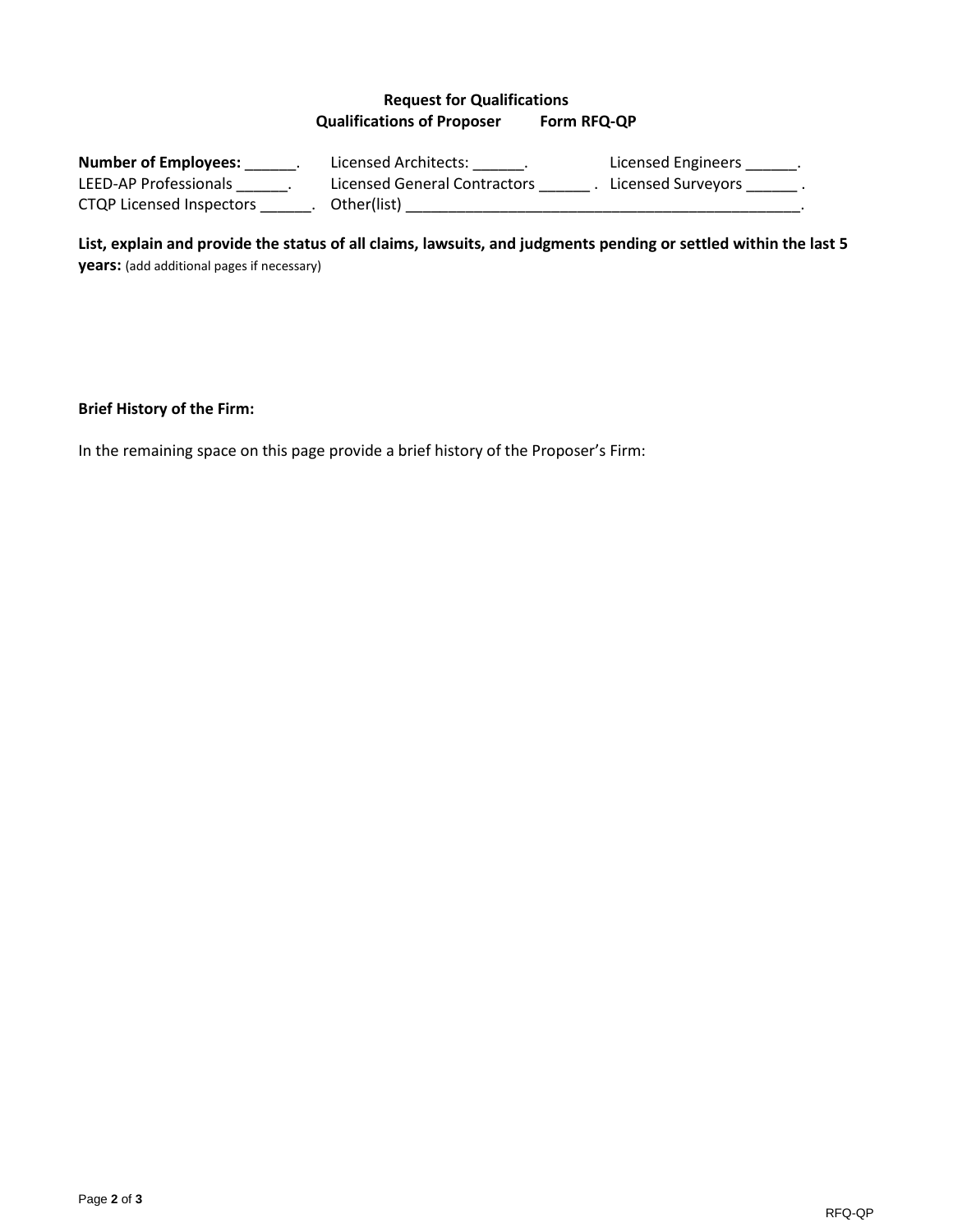**Request for Qualifications**
**Qualifications of Proposer        Form RFQ-QP**

**Number of Employees:** ______.    Licensed Architects: ______.    Licensed Engineers ______.
LEED-AP Professionals ______.    Licensed General Contractors ______ .    Licensed Surveyors ______ .
CTQP Licensed Inspectors ______.    Other(list) ______________________________________________.

**List, explain and provide the status of all claims, lawsuits, and judgments pending or settled within the last 5 years:** (add additional pages if necessary)

**Brief History of the Firm:**

In the remaining space on this page provide a brief history of the Proposer's Firm: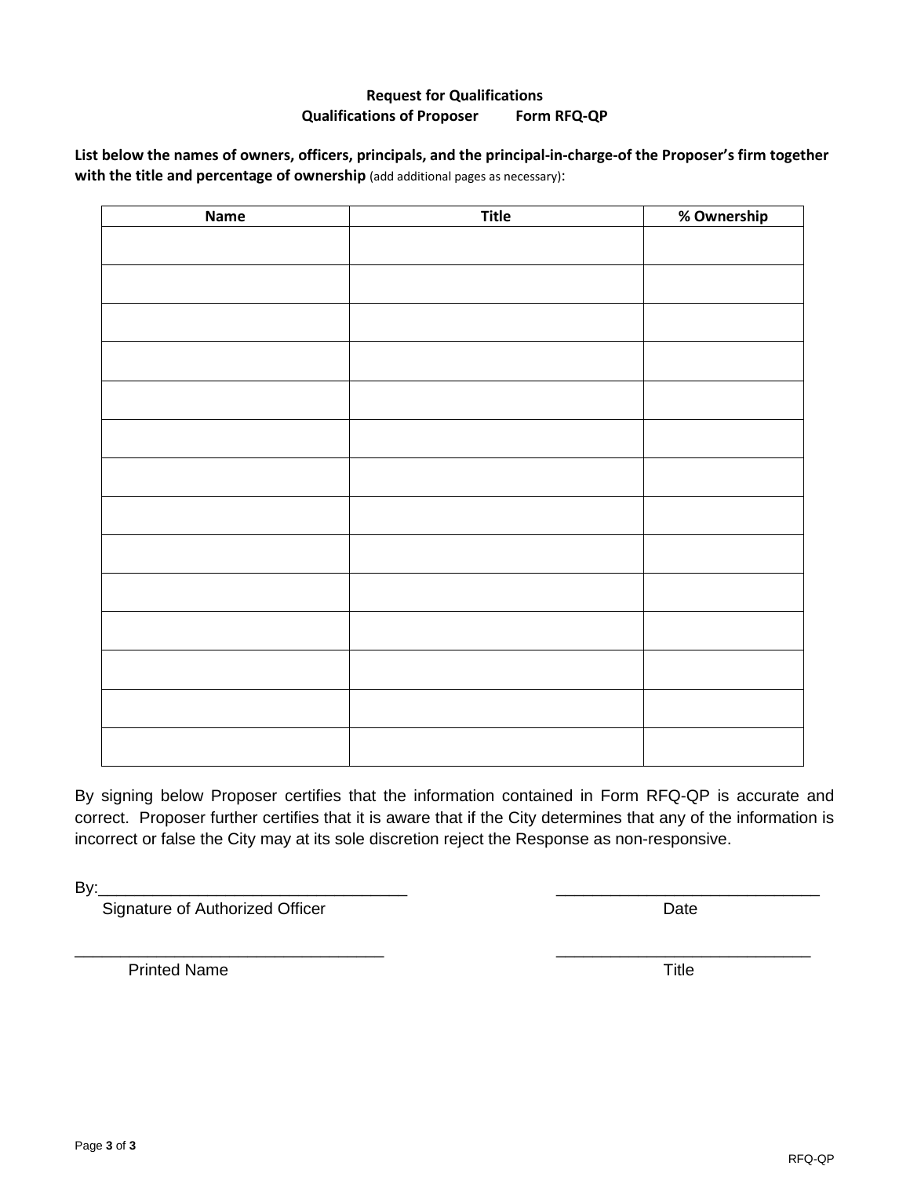**Request for Qualifications**
**Qualifications of Proposer Form RFQ-QP**

**List below the names of owners, officers, principals, and the principal-in-charge-of the Proposer's firm together with the title and percentage of ownership** (add additional pages as necessary):

| Name | Title | % Ownership |
|---|---|---|
| | | |
| | | |
| | | |
| | | |
| | | |
| | | |
| | | |
| | | |
| | | |
| | | |
| | | |
| | | |
| | | |
| | | |

By signing below Proposer certifies that the information contained in Form RFQ-QP is accurate and correct. Proposer further certifies that it is aware that if the City determines that any of the information is incorrect or false the City may at its sole discretion reject the Response as non-responsive.

By:\_\_\_\_\_\_\_\_\_\_\_\_\_\_\_\_\_\_\_\_\_\_\_\_\_\_\_\_\_\_\_\_\_\_ \_\_\_\_\_\_\_\_\_\_\_\_\_\_\_\_\_\_\_\_\_\_\_\_\_\_\_\_\_\_
Signature of Authorized Officer Date

\_\_\_\_\_\_\_\_\_\_\_\_\_\_\_\_\_\_\_\_\_\_\_\_\_\_\_\_\_\_\_\_\_\_ \_\_\_\_\_\_\_\_\_\_\_\_\_\_\_\_\_\_\_\_\_\_\_\_\_\_\_\_\_\_
Printed Name Title